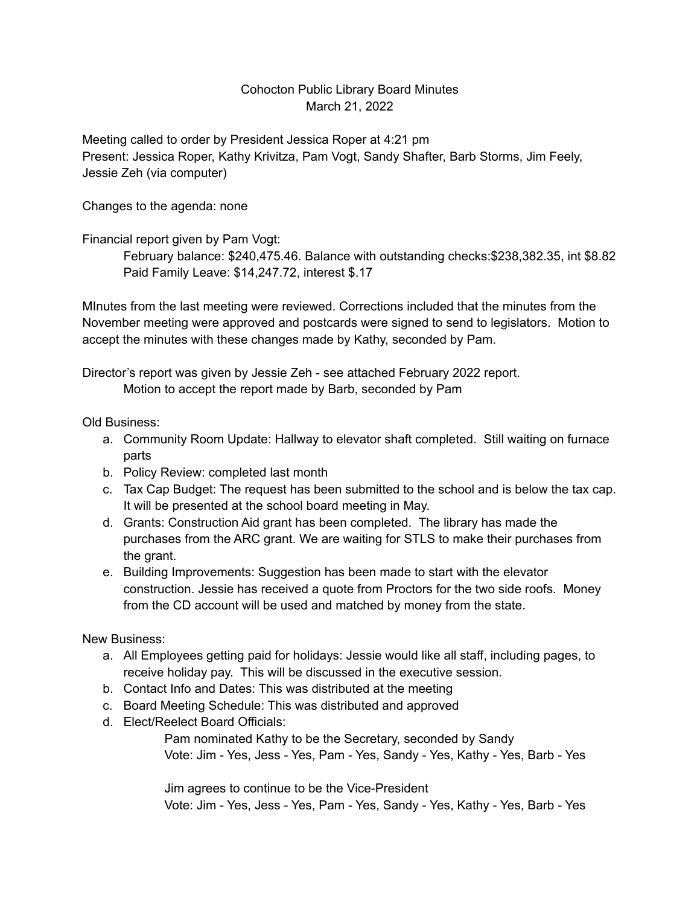# Cohocton Public Library Board Minutes
## March 21, 2022

Meeting called to order by President Jessica Roper at 4:21 pm
Present: Jessica Roper, Kathy Krivitza, Pam Vogt, Sandy Shafter, Barb Storms, Jim Feely, Jessie Zeh (via computer)

Changes to the agenda: none

Financial report given by Pam Vogt:

> February balance: $240,475.46. Balance with outstanding checks:$238,382.35, int $8.82
> Paid Family Leave: $14,247.72, interest $.17

MInutes from the last meeting were reviewed. Corrections included that the minutes from the November meeting were approved and postcards were signed to send to legislators. Motion to accept the minutes with these changes made by Kathy, seconded by Pam.

Director's report was given by Jessie Zeh - see attached February 2022 report.

> Motion to accept the report made by Barb, seconded by Pam

Old Business:

a. Community Room Update: Hallway to elevator shaft completed. Still waiting on furnace parts
b. Policy Review: completed last month
c. Tax Cap Budget: The request has been submitted to the school and is below the tax cap. It will be presented at the school board meeting in May.
d. Grants: Construction Aid grant has been completed. The library has made the purchases from the ARC grant. We are waiting for STLS to make their purchases from the grant.
e. Building Improvements: Suggestion has been made to start with the elevator construction. Jessie has received a quote from Proctors for the two side roofs. Money from the CD account will be used and matched by money from the state.

New Business:

a. All Employees getting paid for holidays: Jessie would like all staff, including pages, to receive holiday pay. This will be discussed in the executive session.
b. Contact Info and Dates: This was distributed at the meeting
c. Board Meeting Schedule: This was distributed and approved
d. Elect/Reelect Board Officials:

    Pam nominated Kathy to be the Secretary, seconded by Sandy
    Vote: Jim - Yes, Jess - Yes, Pam - Yes, Sandy - Yes, Kathy - Yes, Barb - Yes

    Jim agrees to continue to be the Vice-President
    Vote: Jim - Yes, Jess - Yes, Pam - Yes, Sandy - Yes, Kathy - Yes, Barb - Yes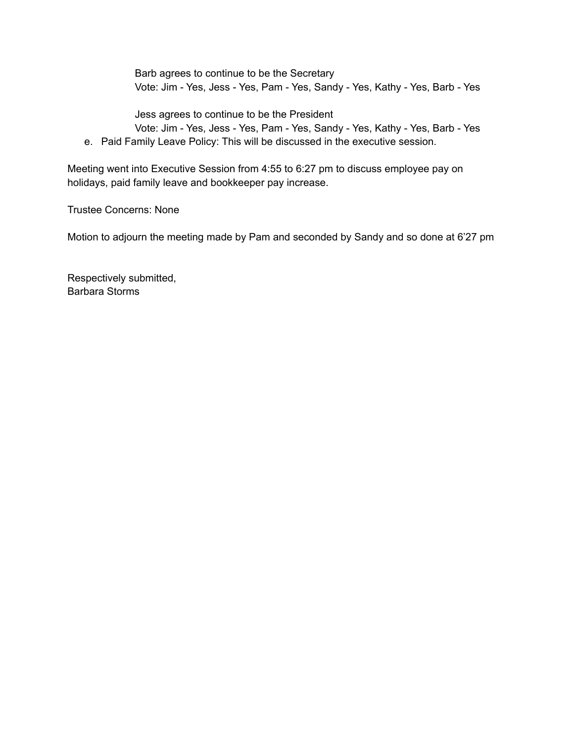Barb agrees to continue to be the Secretary
Vote: Jim - Yes, Jess - Yes, Pam - Yes, Sandy - Yes, Kathy - Yes, Barb - Yes

Jess agrees to continue to be the President
Vote: Jim - Yes, Jess - Yes, Pam - Yes, Sandy - Yes, Kathy - Yes, Barb - Yes

e. Paid Family Leave Policy: This will be discussed in the executive session.

Meeting went into Executive Session from 4:55 to 6:27 pm to discuss employee pay on holidays, paid family leave and bookkeeper pay increase.

Trustee Concerns: None

Motion to adjourn the meeting made by Pam and seconded by Sandy and so done at 6'27 pm

Respectively submitted,
Barbara Storms